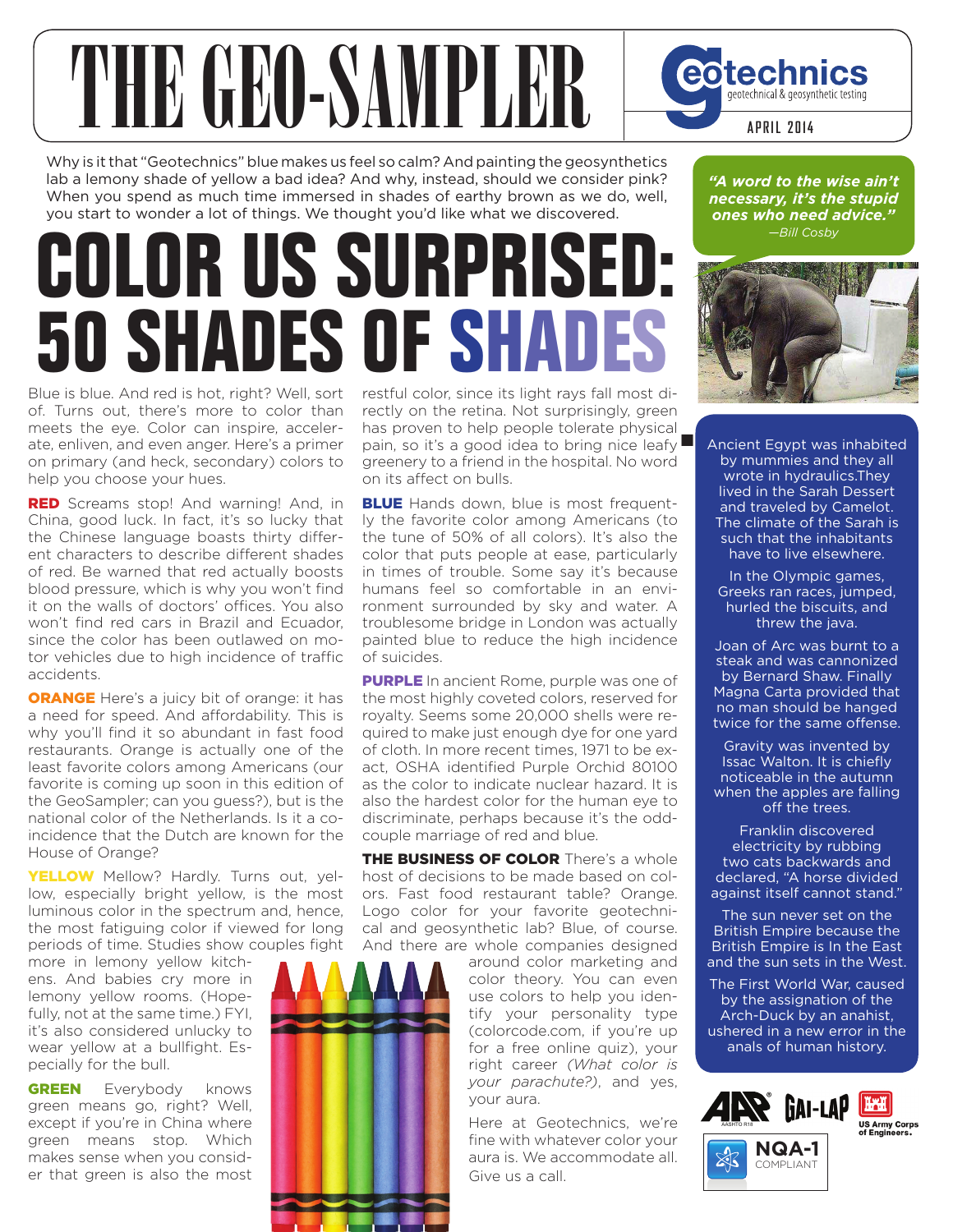# THE GEO-SAMPLER

Geotechnics — geotechnical & geosynthetic testing

APRIL 2014

Why is it that "Geotechnics" blue makes us feel so calm? And painting the geosynthetics lab a lemony shade of yellow a bad idea? And why, instead, should we consider pink? When you spend as much time immersed in shades of earthy brown as we do, well, you start to wonder a lot of things. We thought you'd like what we discovered.

# COLOR US SURPRISED: 50 SHADES OF SHADES

Blue is blue. And red is hot, right? Well, sort of. Turns out, there's more to color than meets the eye. Color can inspire, accelerate, enliven, and even anger. Here's a primer on primary (and heck, secondary) colors to help you choose your hues.

**RED** Screams stop! And warning! And, in China, good luck. In fact, it's so lucky that the Chinese language boasts thirty different characters to describe different shades of red. Be warned that red actually boosts blood pressure, which is why you won't find it on the walls of doctors' offices. You also won't find red cars in Brazil and Ecuador, since the color has been outlawed on motor vehicles due to high incidence of traffic accidents.

**ORANGE** Here's a juicy bit of orange: it has a need for speed. And affordability. This is why you'll find it so abundant in fast food restaurants. Orange is actually one of the least favorite colors among Americans (our favorite is coming up soon in this edition of the GeoSampler; can you guess?), but is the national color of the Netherlands. Is it a coincidence that the Dutch are known for the House of Orange?

**YELLOW** Mellow? Hardly. Turns out, yellow, especially bright yellow, is the most luminous color in the spectrum and, hence, the most fatiguing color if viewed for long periods of time. Studies show couples fight more in lemony yellow kitchens. And babies cry more in lemony yellow rooms. (Hopefully, not at the same time.) FYI, it's also considered unlucky to wear yellow at a bullfight. Especially for the bull.

**GREEN** Everybody knows green means go, right? Well, except if you're in China where green means stop. Which makes sense when you consider that green is also the most restful color, since its light rays fall most directly on the retina. Not surprisingly, green has proven to help people tolerate physical pain, so it's a good idea to bring nice leafy greenery to a friend in the hospital. No word on its affect on bulls.

**BLUE** Hands down, blue is most frequently the favorite color among Americans (to the tune of 50% of all colors). It's also the color that puts people at ease, particularly in times of trouble. Some say it's because humans feel so comfortable in an environment surrounded by sky and water. A troublesome bridge in London was actually painted blue to reduce the high incidence of suicides.

**PURPLE** In ancient Rome, purple was one of the most highly coveted colors, reserved for royalty. Seems some 20,000 shells were required to make just enough dye for one yard of cloth. In more recent times, 1971 to be exact, OSHA identified Purple Orchid 80100 as the color to indicate nuclear hazard. It is also the hardest color for the human eye to discriminate, perhaps because it's the odd-couple marriage of red and blue.

**THE BUSINESS OF COLOR** There's a whole host of decisions to be made based on colors. Fast food restaurant table? Orange. Logo color for your favorite geotechnical and geosynthetic lab? Blue, of course. And there are whole companies designed around color marketing and color theory. You can even use colors to help you identify your personality type (colorcode.com, if you're up for a free online quiz), your right career *(What color is your parachute?)*, and yes, your aura.

Here at Geotechnics, we're fine with whatever color your aura is. We accommodate all. Give us a call.

***"A word to the wise ain't necessary, it's the stupid ones who need advice."***
*—Bill Cosby*

Ancient Egypt was inhabited by mummies and they all wrote in hydraulics.They lived in the Sarah Dessert and traveled by Camelot. The climate of the Sarah is such that the inhabitants have to live elsewhere.

In the Olympic games, Greeks ran races, jumped, hurled the biscuits, and threw the java.

Joan of Arc was burnt to a steak and was cannonized by Bernard Shaw. Finally Magna Carta provided that no man should be hanged twice for the same offense.

Gravity was invented by Issac Walton. It is chiefly noticeable in the autumn when the apples are falling off the trees.

Franklin discovered electricity by rubbing two cats backwards and declared, "A horse divided against itself cannot stand."

The sun never set on the British Empire because the British Empire is In the East and the sun sets in the West.

The First World War, caused by the assignation of the Arch-Duck by an anahist, ushered in a new error in the anals of human history.

AASHTO R18 · GAI-LAP · US Army Corps of Engineers · NQA-1 COMPLIANT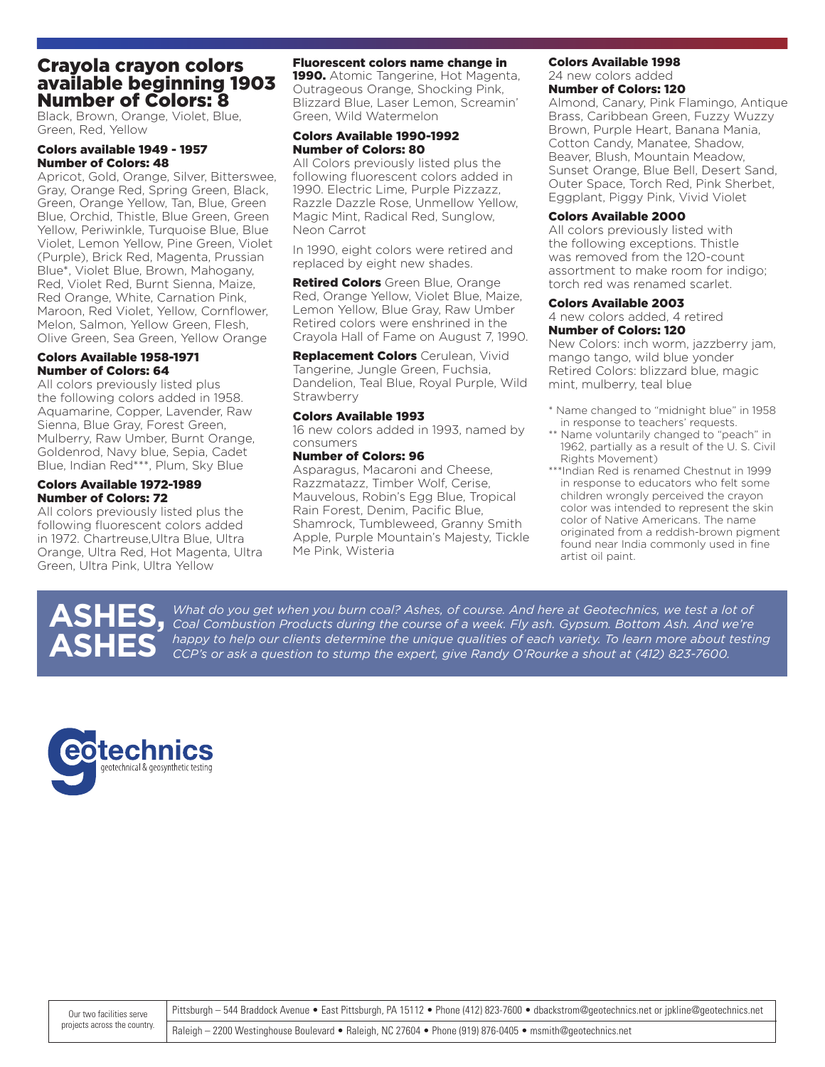## Crayola crayon colors available beginning 1903 Number of Colors: 8

Black, Brown, Orange, Violet, Blue, Green, Red, Yellow

### Colors available 1949 - 1957
**Number of Colors: 48**

Apricot, Gold, Orange, Silver, Bitterswee, Gray, Orange Red, Spring Green, Black, Green, Orange Yellow, Tan, Blue, Green Blue, Orchid, Thistle, Blue Green, Green Yellow, Periwinkle, Turquoise Blue, Blue Violet, Lemon Yellow, Pine Green, Violet (Purple), Brick Red, Magenta, Prussian Blue*, Violet Blue, Brown, Mahogany, Red, Violet Red, Burnt Sienna, Maize, Red Orange, White, Carnation Pink, Maroon, Red Violet, Yellow, Cornflower, Melon, Salmon, Yellow Green, Flesh, Olive Green, Sea Green, Yellow Orange

### Colors Available 1958-1971
**Number of Colors: 64**

All colors previously listed plus the following colors added in 1958. Aquamarine, Copper, Lavender, Raw Sienna, Blue Gray, Forest Green, Mulberry, Raw Umber, Burnt Orange, Goldenrod, Navy blue, Sepia, Cadet Blue, Indian Red***, Plum, Sky Blue

### Colors Available 1972-1989
**Number of Colors: 72**

All colors previously listed plus the following fluorescent colors added in 1972. Chartreuse,Ultra Blue, Ultra Orange, Ultra Red, Hot Magenta, Ultra Green, Ultra Pink, Ultra Yellow

**Fluorescent colors name change in 1990.** Atomic Tangerine, Hot Magenta, Outrageous Orange, Shocking Pink, Blizzard Blue, Laser Lemon, Screamin' Green, Wild Watermelon

### Colors Available 1990-1992
**Number of Colors: 80**

All Colors previously listed plus the following fluorescent colors added in 1990. Electric Lime, Purple Pizzazz, Razzle Dazzle Rose, Unmellow Yellow, Magic Mint, Radical Red, Sunglow, Neon Carrot

In 1990, eight colors were retired and replaced by eight new shades.

**Retired Colors** Green Blue, Orange Red, Orange Yellow, Violet Blue, Maize, Lemon Yellow, Blue Gray, Raw Umber Retired colors were enshrined in the Crayola Hall of Fame on August 7, 1990.

**Replacement Colors** Cerulean, Vivid Tangerine, Jungle Green, Fuchsia, Dandelion, Teal Blue, Royal Purple, Wild Strawberry

### Colors Available 1993
16 new colors added in 1993, named by consumers

**Number of Colors: 96**

Asparagus, Macaroni and Cheese, Razzmatazz, Timber Wolf, Cerise, Mauvelous, Robin's Egg Blue, Tropical Rain Forest, Denim, Pacific Blue, Shamrock, Tumbleweed, Granny Smith Apple, Purple Mountain's Majesty, Tickle Me Pink, Wisteria

### Colors Available 1998
24 new colors added

**Number of Colors: 120**

Almond, Canary, Pink Flamingo, Antique Brass, Caribbean Green, Fuzzy Wuzzy Brown, Purple Heart, Banana Mania, Cotton Candy, Manatee, Shadow, Beaver, Blush, Mountain Meadow, Sunset Orange, Blue Bell, Desert Sand, Outer Space, Torch Red, Pink Sherbet, Eggplant, Piggy Pink, Vivid Violet

### Colors Available 2000
All colors previously listed with the following exceptions. Thistle was removed from the 120-count assortment to make room for indigo; torch red was renamed scarlet.

### Colors Available 2003
4 new colors added, 4 retired

**Number of Colors: 120**

New Colors: inch worm, jazzberry jam, mango tango, wild blue yonder
Retired Colors: blizzard blue, magic mint, mulberry, teal blue

\* Name changed to "midnight blue" in 1958 in response to teachers' requests.

\*\* Name voluntarily changed to "peach" in 1962, partially as a result of the U. S. Civil Rights Movement)

\*\*\*Indian Red is renamed Chestnut in 1999 in response to educators who felt some children wrongly perceived the crayon color was intended to represent the skin color of Native Americans. The name originated from a reddish-brown pigment found near India commonly used in fine artist oil paint.

**ASHES, ASHES** *What do you get when you burn coal? Ashes, of course. And here at Geotechnics, we test a lot of Coal Combustion Products during the course of a week. Fly ash. Gypsum. Bottom Ash. And we're happy to help our clients determine the unique qualities of each variety. To learn more about testing CCP's or ask a question to stump the expert, give Randy O'Rourke a shout at (412) 823-7600.*

geotechnics
geotechnical & geosynthetic testing

Our two facilities serve projects across the country.

Pittsburgh – 544 Braddock Avenue • East Pittsburgh, PA 15112 • Phone (412) 823-7600 • dbackstrom@geotechnics.net or jpkline@geotechnics.net

Raleigh – 2200 Westinghouse Boulevard • Raleigh, NC 27604 • Phone (919) 876-0405 • msmith@geotechnics.net